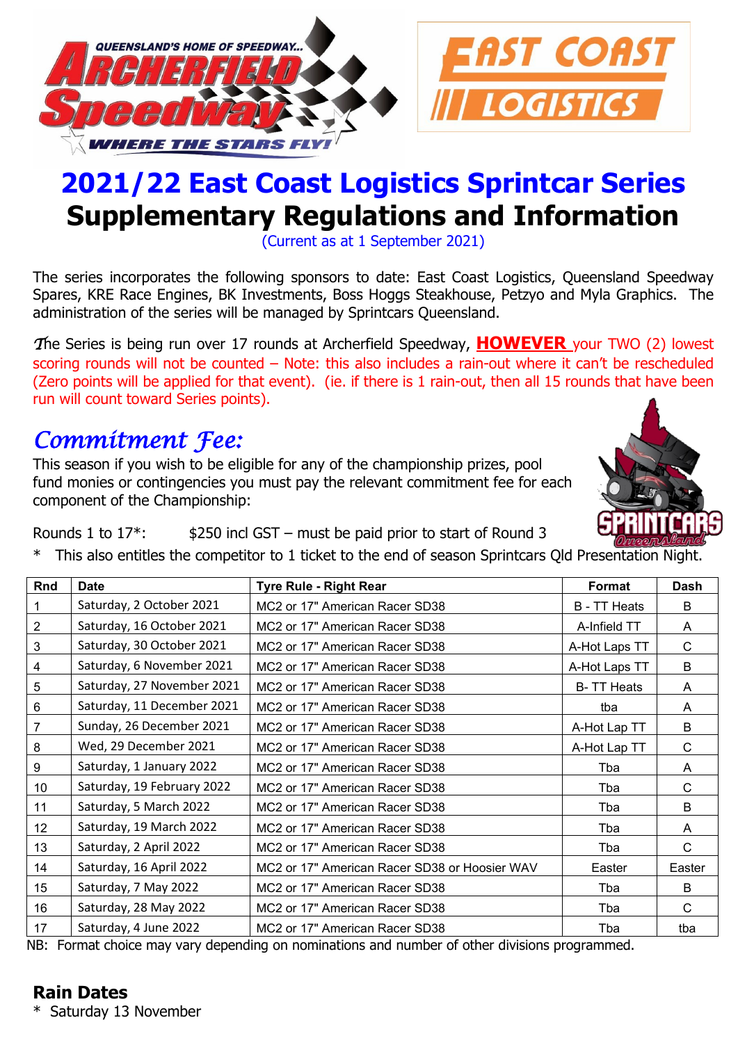# 2021/22 East Coast Logistics Sprintcar Series

# Supplementary Regulations and Information

(Current as at 1 September 2021)

The series incorporates the following sponsors to date: East Coast Logistics, Queensland Speedway Spares, KRE Race Engines, BK Investments, Boss Hoggs Steakhouse, Petzyo and Myla Graphics. The administration of the series will be managed by Sprintcars Queensland.

The Series is being run over 17 rounds at Archerfield Speedway, **HOWEVER** your TWO (2) lowest scoring rounds will not be counted – Note: this also includes a rain-out where it can't be rescheduled (Zero points will be applied for that event). (ie. if there is 1 rain-out, then all 15 rounds that have been run will count toward Series points).

## *Commitment Fee:*

This season if you wish to be eligible for any of the championship prizes, pool fund monies or contingencies you must pay the relevant commitment fee for each component of the Championship:

Rounds 1 to 17*: $250 incl GST – must be paid prior to start of Round 3

\* This also entitles the competitor to 1 ticket to the end of season Sprintcars Qld Presentation Night.

| Rnd | Date | Tyre Rule - Right Rear | Format | Dash |
|---|---|---|---|---|
| 1 | Saturday, 2 October 2021 | MC2 or 17" American Racer SD38 | B - TT Heats | B |
| 2 | Saturday, 16 October 2021 | MC2 or 17" American Racer SD38 | A-Infield TT | A |
| 3 | Saturday, 30 October 2021 | MC2 or 17" American Racer SD38 | A-Hot Laps TT | C |
| 4 | Saturday, 6 November 2021 | MC2 or 17" American Racer SD38 | A-Hot Laps TT | B |
| 5 | Saturday, 27 November 2021 | MC2 or 17" American Racer SD38 | B- TT Heats | A |
| 6 | Saturday, 11 December 2021 | MC2 or 17" American Racer SD38 | tba | A |
| 7 | Sunday, 26 December 2021 | MC2 or 17" American Racer SD38 | A-Hot Lap TT | B |
| 8 | Wed, 29 December 2021 | MC2 or 17" American Racer SD38 | A-Hot Lap TT | C |
| 9 | Saturday, 1 January 2022 | MC2 or 17" American Racer SD38 | Tba | A |
| 10 | Saturday, 19 February 2022 | MC2 or 17" American Racer SD38 | Tba | C |
| 11 | Saturday, 5 March 2022 | MC2 or 17" American Racer SD38 | Tba | B |
| 12 | Saturday, 19 March 2022 | MC2 or 17" American Racer SD38 | Tba | A |
| 13 | Saturday, 2 April 2022 | MC2 or 17" American Racer SD38 | Tba | C |
| 14 | Saturday, 16 April 2022 | MC2 or 17" American Racer SD38 or Hoosier WAV | Easter | Easter |
| 15 | Saturday, 7 May 2022 | MC2 or 17" American Racer SD38 | Tba | B |
| 16 | Saturday, 28 May 2022 | MC2 or 17" American Racer SD38 | Tba | C |
| 17 | Saturday, 4 June 2022 | MC2 or 17" American Racer SD38 | Tba | tba |

NB: Format choice may vary depending on nominations and number of other divisions programmed.

## Rain Dates

\* Saturday 13 November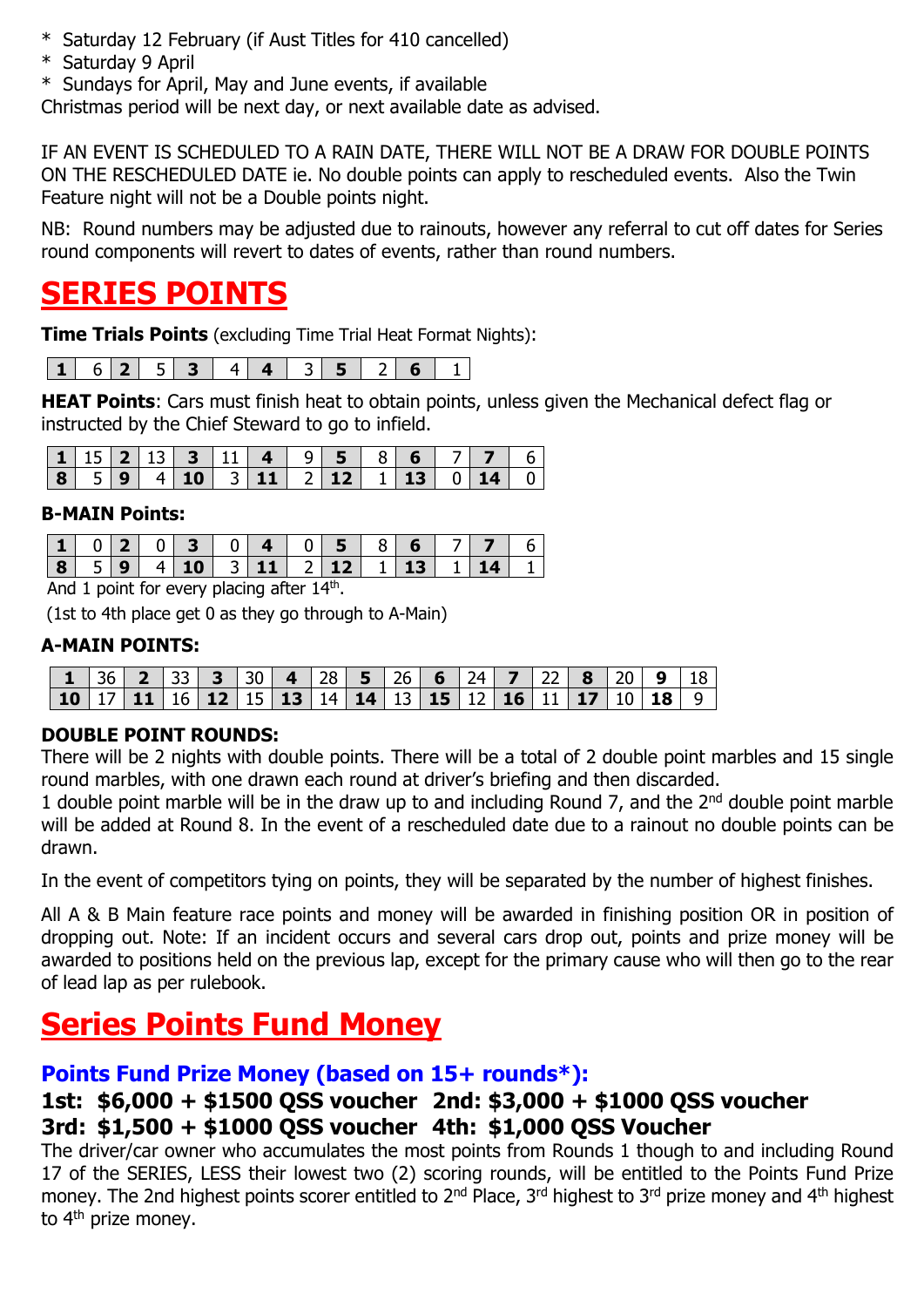- Saturday 12 February (if Aust Titles for 410 cancelled)
- Saturday 9 April
- Sundays for April, May and June events, if available

Christmas period will be next day, or next available date as advised.

IF AN EVENT IS SCHEDULED TO A RAIN DATE, THERE WILL NOT BE A DRAW FOR DOUBLE POINTS ON THE RESCHEDULED DATE ie. No double points can apply to rescheduled events. Also the Twin Feature night will not be a Double points night.

NB: Round numbers may be adjusted due to rainouts, however any referral to cut off dates for Series round components will revert to dates of events, rather than round numbers.

# SERIES POINTS

**Time Trials Points** (excluding Time Trial Heat Format Nights):

| **1** | 6 | **2** | 5 | **3** | 4 | **4** | 3 | **5** | 2 | **6** | 1 |
|---|---|---|---|---|---|---|---|---|---|---|---|

**HEAT Points**: Cars must finish heat to obtain points, unless given the Mechanical defect flag or instructed by the Chief Steward to go to infield.

| **1** | 15 | **2** | 13 | **3** | 11 | **4** | 9 | **5** | 8 | **6** | 7 | **7** | 6 |
|---|---|---|---|---|---|---|---|---|---|---|---|---|---|
| **8** | 5 | **9** | 4 | **10** | 3 | **11** | 2 | **12** | 1 | **13** | 0 | **14** | 0 |

**B-MAIN Points:**

| **1** | 0 | **2** | 0 | **3** | 0 | **4** | 0 | **5** | 8 | **6** | 7 | **7** | 6 |
|---|---|---|---|---|---|---|---|---|---|---|---|---|---|
| **8** | 5 | **9** | 4 | **10** | 3 | **11** | 2 | **12** | 1 | **13** | 1 | **14** | 1 |

And 1 point for every placing after 14th.

(1st to 4th place get 0 as they go through to A-Main)

**A-MAIN POINTS:**

| **1** | 36 | **2** | 33 | **3** | 30 | **4** | 28 | **5** | 26 | **6** | 24 | **7** | 22 | **8** | 20 | **9** | 18 |
|---|---|---|---|---|---|---|---|---|---|---|---|---|---|---|---|---|---|
| **10** | 17 | **11** | 16 | **12** | 15 | **13** | 14 | **14** | 13 | **15** | 12 | **16** | 11 | **17** | 10 | **18** | 9 |

**DOUBLE POINT ROUNDS:**

There will be 2 nights with double points. There will be a total of 2 double point marbles and 15 single round marbles, with one drawn each round at driver's briefing and then discarded.

1 double point marble will be in the draw up to and including Round 7, and the 2nd double point marble will be added at Round 8. In the event of a rescheduled date due to a rainout no double points can be drawn.

In the event of competitors tying on points, they will be separated by the number of highest finishes.

All A & B Main feature race points and money will be awarded in finishing position OR in position of dropping out. Note: If an incident occurs and several cars drop out, points and prize money will be awarded to positions held on the previous lap, except for the primary cause who will then go to the rear of lead lap as per rulebook.

# Series Points Fund Money

## Points Fund Prize Money (based on 15+ rounds*):

### 1st: $6,000 + $1500 QSS voucher 2nd: $3,000 + $1000 QSS voucher 3rd: $1,500 + $1000 QSS voucher 4th: $1,000 QSS Voucher

The driver/car owner who accumulates the most points from Rounds 1 though to and including Round 17 of the SERIES, LESS their lowest two (2) scoring rounds, will be entitled to the Points Fund Prize money. The 2nd highest points scorer entitled to 2nd Place, 3rd highest to 3rd prize money and 4th highest to 4th prize money.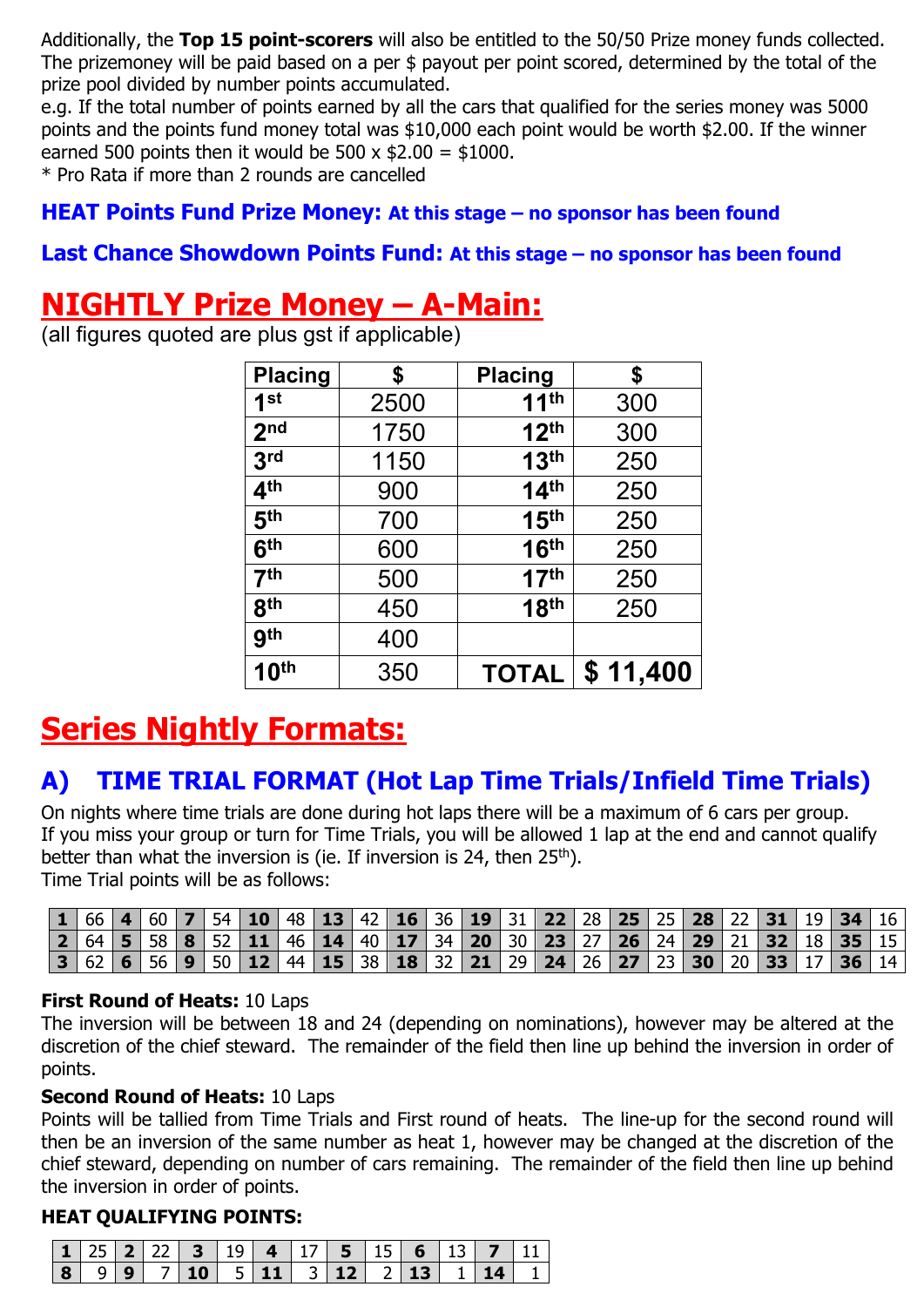Additionally, the **Top 15 point-scorers** will also be entitled to the 50/50 Prize money funds collected. The prizemoney will be paid based on a per $ payout per point scored, determined by the total of the prize pool divided by number points accumulated.
e.g. If the total number of points earned by all the cars that qualified for the series money was 5000 points and the points fund money total was $10,000 each point would be worth $2.00. If the winner earned 500 points then it would be 500 x $2.00 = $1000.
* Pro Rata if more than 2 rounds are cancelled

## HEAT Points Fund Prize Money: At this stage – no sponsor has been found

## Last Chance Showdown Points Fund: At this stage – no sponsor has been found

# NIGHTLY Prize Money – A-Main:

(all figures quoted are plus gst if applicable)

| Placing | $ | Placing | $ |
|---|---|---|---|
| 1st | 2500 | 11th | 300 |
| 2nd | 1750 | 12th | 300 |
| 3rd | 1150 | 13th | 250 |
| 4th | 900 | 14th | 250 |
| 5th | 700 | 15th | 250 |
| 6th | 600 | 16th | 250 |
| 7th | 500 | 17th | 250 |
| 8th | 450 | 18th | 250 |
| 9th | 400 | | |
| 10th | 350 | **TOTAL** | **$ 11,400** |

# Series Nightly Formats:

## A) TIME TRIAL FORMAT (Hot Lap Time Trials/Infield Time Trials)

On nights where time trials are done during hot laps there will be a maximum of 6 cars per group.
If you miss your group or turn for Time Trials, you will be allowed 1 lap at the end and cannot qualify better than what the inversion is (ie. If inversion is 24, then 25th).
Time Trial points will be as follows:

| | | | | | | | | | | | | | | | | | | | | | | | |
|---|---|---|---|---|---|---|---|---|---|---|---|---|---|---|---|---|---|---|---|---|---|---|---|
| **1** | 66 | **4** | 60 | **7** | 54 | **10** | 48 | **13** | 42 | **16** | 36 | **19** | 31 | **22** | 28 | **25** | 25 | **28** | 22 | **31** | 19 | **34** | 16 |
| **2** | 64 | **5** | 58 | **8** | 52 | **11** | 46 | **14** | 40 | **17** | 34 | **20** | 30 | **23** | 27 | **26** | 24 | **29** | 21 | **32** | 18 | **35** | 15 |
| **3** | 62 | **6** | 56 | **9** | 50 | **12** | 44 | **15** | 38 | **18** | 32 | **21** | 29 | **24** | 26 | **27** | 23 | **30** | 20 | **33** | 17 | **36** | 14 |

**First Round of Heats:** 10 Laps
The inversion will be between 18 and 24 (depending on nominations), however may be altered at the discretion of the chief steward. The remainder of the field then line up behind the inversion in order of points.

**Second Round of Heats:** 10 Laps
Points will be tallied from Time Trials and First round of heats. The line-up for the second round will then be an inversion of the same number as heat 1, however may be changed at the discretion of the chief steward, depending on number of cars remaining. The remainder of the field then line up behind the inversion in order of points.

**HEAT QUALIFYING POINTS:**

| | | | | | | | | | | | | | |
|---|---|---|---|---|---|---|---|---|---|---|---|---|---|
| **1** | 25 | **2** | 22 | **3** | 19 | **4** | 17 | **5** | 15 | **6** | 13 | **7** | 11 |
| **8** | 9 | **9** | 7 | **10** | 5 | **11** | 3 | **12** | 2 | **13** | 1 | **14** | 1 |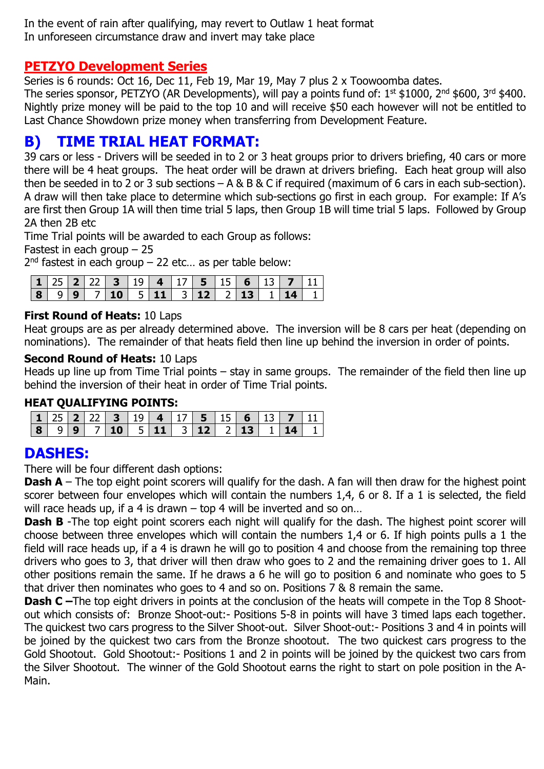In the event of rain after qualifying, may revert to Outlaw 1 heat format
In unforeseen circumstance draw and invert may take place

## PETZYO Development Series

Series is 6 rounds: Oct 16, Dec 11, Feb 19, Mar 19, May 7 plus 2 x Toowoomba dates.
The series sponsor, PETZYO (AR Developments), will pay a points fund of: 1st $1000, 2nd $600, 3rd $400.
Nightly prize money will be paid to the top 10 and will receive $50 each however will not be entitled to Last Chance Showdown prize money when transferring from Development Feature.

# B) TIME TRIAL HEAT FORMAT:

39 cars or less - Drivers will be seeded in to 2 or 3 heat groups prior to drivers briefing, 40 cars or more there will be 4 heat groups. The heat order will be drawn at drivers briefing. Each heat group will also then be seeded in to 2 or 3 sub sections – A & B & C if required (maximum of 6 cars in each sub-section). A draw will then take place to determine which sub-sections go first in each group. For example: If A's are first then Group 1A will then time trial 5 laps, then Group 1B will time trial 5 laps. Followed by Group 2A then 2B etc

Time Trial points will be awarded to each Group as follows:
Fastest in each group – 25
2nd fastest in each group – 22 etc… as per table below:

| | | | | | | | | | | | | | |
|---|---|---|---|---|---|---|---|---|---|---|---|---|---|
| **1** | 25 | **2** | 22 | **3** | 19 | **4** | 17 | **5** | 15 | **6** | 13 | **7** | 11 |
| **8** | 9 | **9** | 7 | **10** | 5 | **11** | 3 | **12** | 2 | **13** | 1 | **14** | 1 |

**First Round of Heats:** 10 Laps
Heat groups are as per already determined above. The inversion will be 8 cars per heat (depending on nominations). The remainder of that heats field then line up behind the inversion in order of points.

**Second Round of Heats:** 10 Laps
Heads up line up from Time Trial points – stay in same groups. The remainder of the field then line up behind the inversion of their heat in order of Time Trial points.

**HEAT QUALIFYING POINTS:**

| | | | | | | | | | | | | | |
|---|---|---|---|---|---|---|---|---|---|---|---|---|---|
| **1** | 25 | **2** | 22 | **3** | 19 | **4** | 17 | **5** | 15 | **6** | 13 | **7** | 11 |
| **8** | 9 | **9** | 7 | **10** | 5 | **11** | 3 | **12** | 2 | **13** | 1 | **14** | 1 |

# DASHES:

There will be four different dash options:

**Dash A** – The top eight point scorers will qualify for the dash. A fan will then draw for the highest point scorer between four envelopes which will contain the numbers 1,4, 6 or 8. If a 1 is selected, the field will race heads up, if a 4 is drawn – top 4 will be inverted and so on…

**Dash B** -The top eight point scorers each night will qualify for the dash. The highest point scorer will choose between three envelopes which will contain the numbers 1,4 or 6. If high points pulls a 1 the field will race heads up, if a 4 is drawn he will go to position 4 and choose from the remaining top three drivers who goes to 3, that driver will then draw who goes to 2 and the remaining driver goes to 1. All other positions remain the same. If he draws a 6 he will go to position 6 and nominate who goes to 5 that driver then nominates who goes to 4 and so on. Positions 7 & 8 remain the same.

**Dash C –**The top eight drivers in points at the conclusion of the heats will compete in the Top 8 Shoot-out which consists of: Bronze Shoot-out:- Positions 5-8 in points will have 3 timed laps each together. The quickest two cars progress to the Silver Shoot-out. Silver Shoot-out:- Positions 3 and 4 in points will be joined by the quickest two cars from the Bronze shootout. The two quickest cars progress to the Gold Shootout. Gold Shootout:- Positions 1 and 2 in points will be joined by the quickest two cars from the Silver Shootout. The winner of the Gold Shootout earns the right to start on pole position in the A-Main.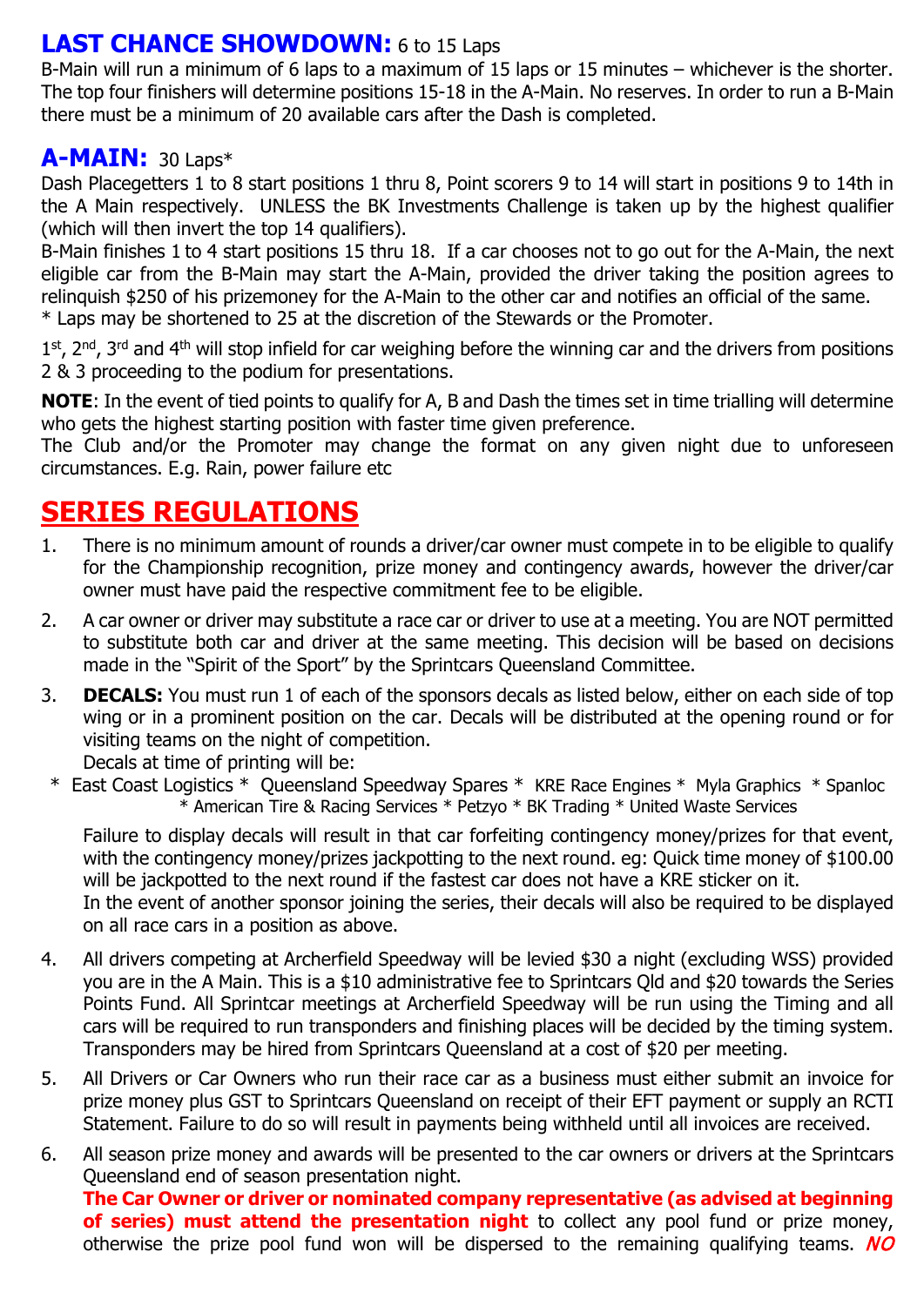## LAST CHANCE SHOWDOWN: 6 to 15 Laps

B-Main will run a minimum of 6 laps to a maximum of 15 laps or 15 minutes – whichever is the shorter. The top four finishers will determine positions 15-18 in the A-Main. No reserves. In order to run a B-Main there must be a minimum of 20 available cars after the Dash is completed.

## A-MAIN: 30 Laps*

Dash Placegetters 1 to 8 start positions 1 thru 8, Point scorers 9 to 14 will start in positions 9 to 14th in the A Main respectively. UNLESS the BK Investments Challenge is taken up by the highest qualifier (which will then invert the top 14 qualifiers).

B-Main finishes 1 to 4 start positions 15 thru 18. If a car chooses not to go out for the A-Main, the next eligible car from the B-Main may start the A-Main, provided the driver taking the position agrees to relinquish $250 of his prizemoney for the A-Main to the other car and notifies an official of the same.

* Laps may be shortened to 25 at the discretion of the Stewards or the Promoter.

1st, 2nd, 3rd and 4th will stop infield for car weighing before the winning car and the drivers from positions 2 & 3 proceeding to the podium for presentations.

**NOTE**: In the event of tied points to qualify for A, B and Dash the times set in time trialling will determine who gets the highest starting position with faster time given preference.

The Club and/or the Promoter may change the format on any given night due to unforeseen circumstances. E.g. Rain, power failure etc

# SERIES REGULATIONS

1. There is no minimum amount of rounds a driver/car owner must compete in to be eligible to qualify for the Championship recognition, prize money and contingency awards, however the driver/car owner must have paid the respective commitment fee to be eligible.
2. A car owner or driver may substitute a race car or driver to use at a meeting. You are NOT permitted to substitute both car and driver at the same meeting. This decision will be based on decisions made in the "Spirit of the Sport" by the Sprintcars Queensland Committee.
3. **DECALS:** You must run 1 of each of the sponsors decals as listed below, either on each side of top wing or in a prominent position on the car. Decals will be distributed at the opening round or for visiting teams on the night of competition.

   Decals at time of printing will be:

   * East Coast Logistics * Queensland Speedway Spares * KRE Race Engines * Myla Graphics * Spanloc * American Tire & Racing Services * Petzyo * BK Trading * United Waste Services

   Failure to display decals will result in that car forfeiting contingency money/prizes for that event, with the contingency money/prizes jackpotting to the next round. eg: Quick time money of $100.00 will be jackpotted to the next round if the fastest car does not have a KRE sticker on it.

   In the event of another sponsor joining the series, their decals will also be required to be displayed on all race cars in a position as above.
4. All drivers competing at Archerfield Speedway will be levied $30 a night (excluding WSS) provided you are in the A Main. This is a $10 administrative fee to Sprintcars Qld and $20 towards the Series Points Fund. All Sprintcar meetings at Archerfield Speedway will be run using the Timing and all cars will be required to run transponders and finishing places will be decided by the timing system. Transponders may be hired from Sprintcars Queensland at a cost of $20 per meeting.
5. All Drivers or Car Owners who run their race car as a business must either submit an invoice for prize money plus GST to Sprintcars Queensland on receipt of their EFT payment or supply an RCTI Statement. Failure to do so will result in payments being withheld until all invoices are received.
6. All season prize money and awards will be presented to the car owners or drivers at the Sprintcars Queensland end of season presentation night.

   **The Car Owner or driver or nominated company representative (as advised at beginning of series) must attend the presentation night** to collect any pool fund or prize money, otherwise the prize pool fund won will be dispersed to the remaining qualifying teams. ***NO***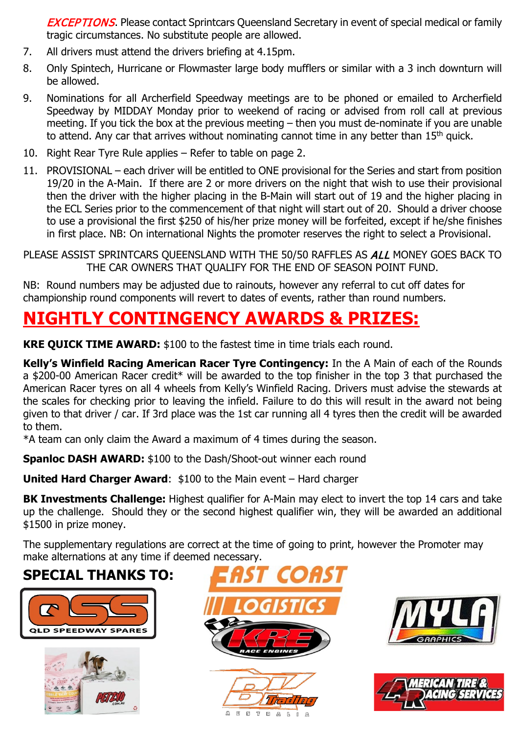*EXCEPTIONS*. Please contact Sprintcars Queensland Secretary in event of special medical or family tragic circumstances. No substitute people are allowed.

7. All drivers must attend the drivers briefing at 4.15pm.
8. Only Spintech, Hurricane or Flowmaster large body mufflers or similar with a 3 inch downturn will be allowed.
9. Nominations for all Archerfield Speedway meetings are to be phoned or emailed to Archerfield Speedway by MIDDAY Monday prior to weekend of racing or advised from roll call at previous meeting. If you tick the box at the previous meeting – then you must de-nominate if you are unable to attend. Any car that arrives without nominating cannot time in any better than 15th quick.
10. Right Rear Tyre Rule applies – Refer to table on page 2.
11. PROVISIONAL – each driver will be entitled to ONE provisional for the Series and start from position 19/20 in the A-Main. If there are 2 or more drivers on the night that wish to use their provisional then the driver with the higher placing in the B-Main will start out of 19 and the higher placing in the ECL Series prior to the commencement of that night will start out of 20. Should a driver choose to use a provisional the first $250 of his/her prize money will be forfeited, except if he/she finishes in first place. NB: On international Nights the promoter reserves the right to select a Provisional.

PLEASE ASSIST SPRINTCARS QUEENSLAND WITH THE 50/50 RAFFLES AS *ALL* MONEY GOES BACK TO THE CAR OWNERS THAT QUALIFY FOR THE END OF SEASON POINT FUND.

NB: Round numbers may be adjusted due to rainouts, however any referral to cut off dates for championship round components will revert to dates of events, rather than round numbers.

# NIGHTLY CONTINGENCY AWARDS & PRIZES:

**KRE QUICK TIME AWARD:** $100 to the fastest time in time trials each round.

**Kelly's Winfield Racing American Racer Tyre Contingency:** In the A Main of each of the Rounds a $200-00 American Racer credit* will be awarded to the top finisher in the top 3 that purchased the American Racer tyres on all 4 wheels from Kelly's Winfield Racing. Drivers must advise the stewards at the scales for checking prior to leaving the infield. Failure to do this will result in the award not being given to that driver / car. If 3rd place was the 1st car running all 4 tyres then the credit will be awarded to them.

*A team can only claim the Award a maximum of 4 times during the season.

**Spanloc DASH AWARD:** $100 to the Dash/Shoot-out winner each round

**United Hard Charger Award**: $100 to the Main event – Hard charger

**BK Investments Challenge:** Highest qualifier for A-Main may elect to invert the top 14 cars and take up the challenge. Should they or the second highest qualifier win, they will be awarded an additional $1500 in prize money.

The supplementary regulations are correct at the time of going to print, however the Promoter may make alternations at any time if deemed necessary.

## SPECIAL THANKS TO:

QLD SPEEDWAY SPARES

EAST COAST LOGISTICS

KRE RACE ENGINES

MYLA GRAPHICS

PETZYO .COM.AU

BK Trading AUSTRALIA

AMERICAN TIRE & RACING SERVICES